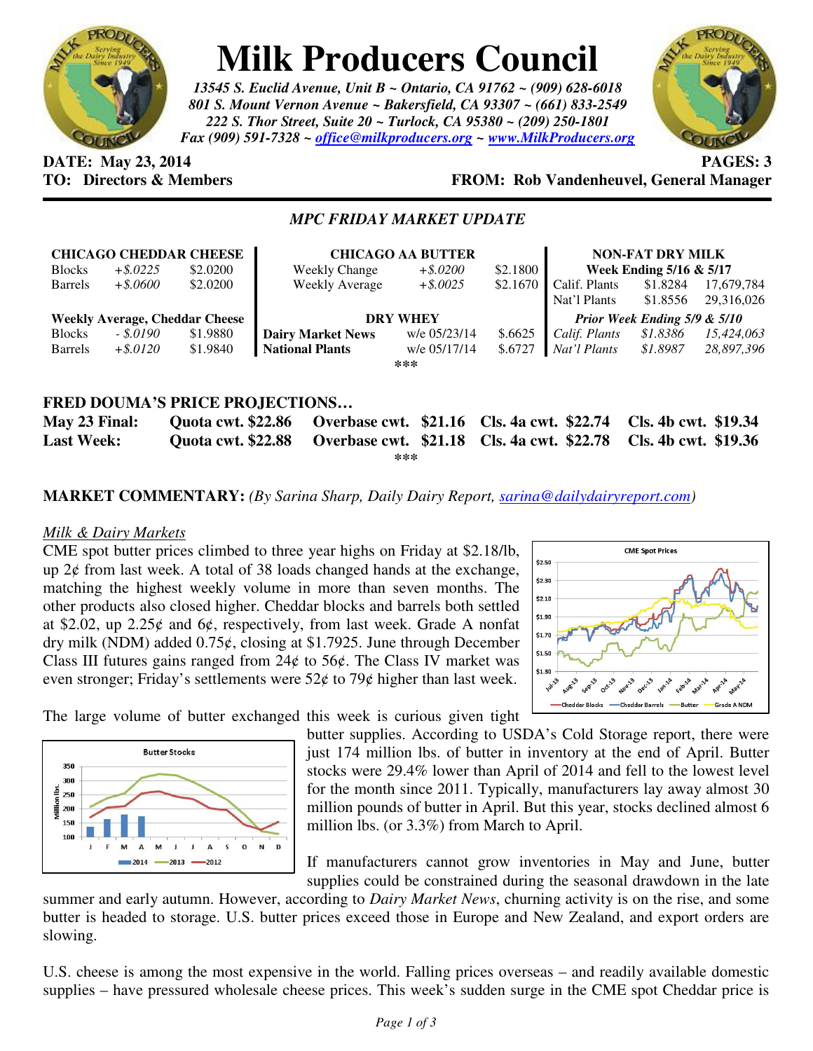# Milk Producers Council

*13545 S. Euclid Avenue, Unit B ~ Ontario, CA 91762 ~ (909) 628-6018*
*801 S. Mount Vernon Avenue ~ Bakersfield, CA 93307 ~ (661) 833-2549*
*222 S. Thor Street, Suite 20 ~ Turlock, CA 95380 ~ (209) 250-1801*
*Fax (909) 591-7328 ~ office@milkproducers.org ~ www.MilkProducers.org*

**DATE: May 23, 2014** **PAGES: 3**
**TO: Directors & Members** **FROM: Rob Vandenheuvel, General Manager**

## *MPC FRIDAY MARKET UPDATE*

| **CHICAGO CHEDDAR CHEESE** | | |
|---|---|---|
| Blocks | *+$.0225* | $2.0200 |
| Barrels | *+$.0600* | $2.0200 |
| **Weekly Average, Cheddar Cheese** | | |
| Blocks | *- $.0190* | $1.9880 |
| Barrels | *+$.0120* | $1.9840 |

| **CHICAGO AA BUTTER** | | |
|---|---|---|
| Weekly Change | *+$.0200* | $2.1800 |
| Weekly Average | *+$.0025* | $2.1670 |
| **DRY WHEY** | | |
| **Dairy Market News** | w/e 05/23/14 | $.6625 |
| **National Plants** | w/e 05/17/14 | $.6727 |

| **NON-FAT DRY MILK** | | |
|---|---|---|
| **Week Ending 5/16 & 5/17** | | |
| Calif. Plants | $1.8284 | 17,679,784 |
| Nat'l Plants | $1.8556 | 29,316,026 |
| ***Prior Week Ending 5/9 & 5/10*** | | |
| *Calif. Plants* | *$1.8386* | *15,424,063* |
| *Nat'l Plants* | *$1.8987* | *28,897,396* |

\*\*\*

## FRED DOUMA'S PRICE PROJECTIONS…

| | | | | |
|---|---|---|---|---|
| **May 23 Final:** | **Quota cwt. $22.86** | **Overbase cwt. $21.16** | **Cls. 4a cwt. $22.74** | **Cls. 4b cwt. $19.34** |
| **Last Week:** | **Quota cwt. $22.88** | **Overbase cwt. $21.18** | **Cls. 4a cwt. $22.78** | **Cls. 4b cwt. $19.36** |

\*\*\*

**MARKET COMMENTARY:** *(By Sarina Sharp, Daily Dairy Report, sarina@dailydairyreport.com)*

### Milk & Dairy Markets

CME spot butter prices climbed to three year highs on Friday at $2.18/lb, up 2¢ from last week. A total of 38 loads changed hands at the exchange, matching the highest weekly volume in more than seven months. The other products also closed higher. Cheddar blocks and barrels both settled at $2.02, up 2.25¢ and 6¢, respectively, from last week. Grade A nonfat dry milk (NDM) added 0.75¢, closing at $1.7925. June through December Class III futures gains ranged from 24¢ to 56¢. The Class IV market was even stronger; Friday's settlements were 52¢ to 79¢ higher than last week.

The large volume of butter exchanged this week is curious given tight butter supplies. According to USDA's Cold Storage report, there were just 174 million lbs. of butter in inventory at the end of April. Butter stocks were 29.4% lower than April of 2014 and fell to the lowest level for the month since 2011. Typically, manufacturers lay away almost 30 million pounds of butter in April. But this year, stocks declined almost 6 million lbs. (or 3.3%) from March to April.

If manufacturers cannot grow inventories in May and June, butter supplies could be constrained during the seasonal drawdown in the late summer and early autumn. However, according to *Dairy Market News*, churning activity is on the rise, and some butter is headed to storage. U.S. butter prices exceed those in Europe and New Zealand, and export orders are slowing.

U.S. cheese is among the most expensive in the world. Falling prices overseas – and readily available domestic supplies – have pressured wholesale cheese prices. This week's sudden surge in the CME spot Cheddar price is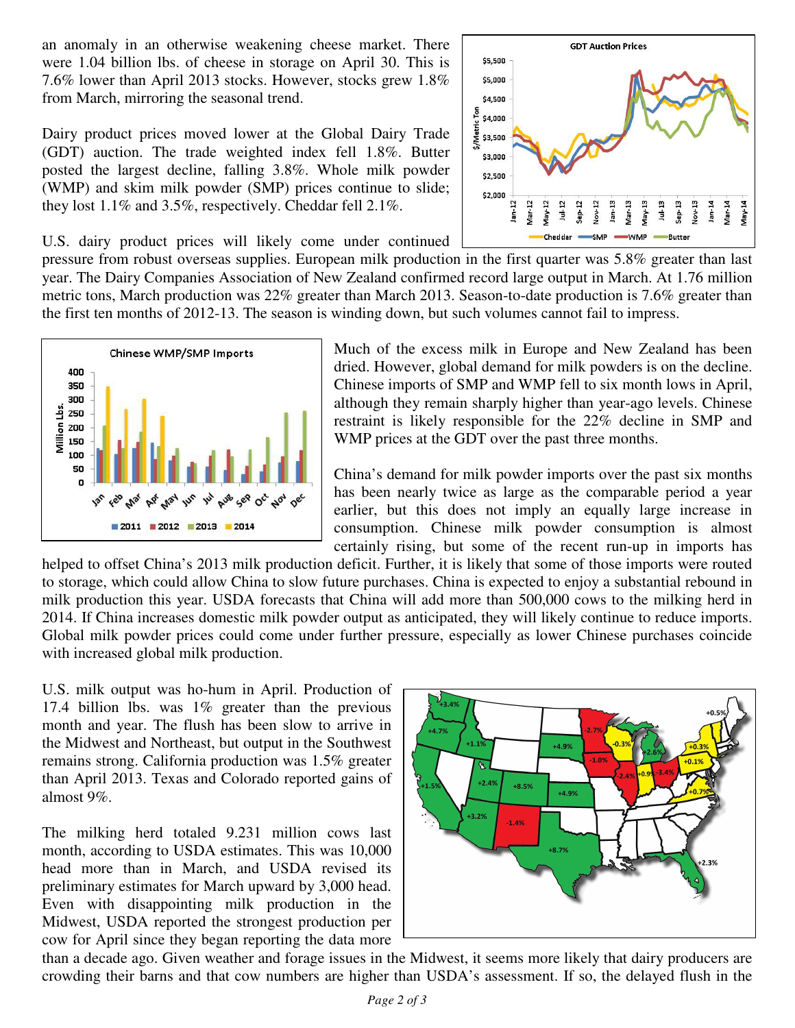an anomaly in an otherwise weakening cheese market. There were 1.04 billion lbs. of cheese in storage on April 30. This is 7.6% lower than April 2013 stocks. However, stocks grew 1.8% from March, mirroring the seasonal trend.

Dairy product prices moved lower at the Global Dairy Trade (GDT) auction. The trade weighted index fell 1.8%. Butter posted the largest decline, falling 3.8%. Whole milk powder (WMP) and skim milk powder (SMP) prices continue to slide; they lost 1.1% and 3.5%, respectively. Cheddar fell 2.1%.

U.S. dairy product prices will likely come under continued pressure from robust overseas supplies. European milk production in the first quarter was 5.8% greater than last year. The Dairy Companies Association of New Zealand confirmed record large output in March. At 1.76 million metric tons, March production was 22% greater than March 2013. Season-to-date production is 7.6% greater than the first ten months of 2012-13. The season is winding down, but such volumes cannot fail to impress.

Much of the excess milk in Europe and New Zealand has been dried. However, global demand for milk powders is on the decline. Chinese imports of SMP and WMP fell to six month lows in April, although they remain sharply higher than year-ago levels. Chinese restraint is likely responsible for the 22% decline in SMP and WMP prices at the GDT over the past three months.

China's demand for milk powder imports over the past six months has been nearly twice as large as the comparable period a year earlier, but this does not imply an equally large increase in consumption. Chinese milk powder consumption is almost certainly rising, but some of the recent run-up in imports has helped to offset China's 2013 milk production deficit. Further, it is likely that some of those imports were routed to storage, which could allow China to slow future purchases. China is expected to enjoy a substantial rebound in milk production this year. USDA forecasts that China will add more than 500,000 cows to the milking herd in 2014. If China increases domestic milk powder output as anticipated, they will likely continue to reduce imports. Global milk powder prices could come under further pressure, especially as lower Chinese purchases coincide with increased global milk production.

U.S. milk output was ho-hum in April. Production of 17.4 billion lbs. was 1% greater than the previous month and year. The flush has been slow to arrive in the Midwest and Northeast, but output in the Southwest remains strong. California production was 1.5% greater than April 2013. Texas and Colorado reported gains of almost 9%.

The milking herd totaled 9.231 million cows last month, according to USDA estimates. This was 10,000 head more than in March, and USDA revised its preliminary estimates for March upward by 3,000 head. Even with disappointing milk production in the Midwest, USDA reported the strongest production per cow for April since they began reporting the data more than a decade ago. Given weather and forage issues in the Midwest, it seems more likely that dairy producers are crowding their barns and that cow numbers are higher than USDA's assessment. If so, the delayed flush in the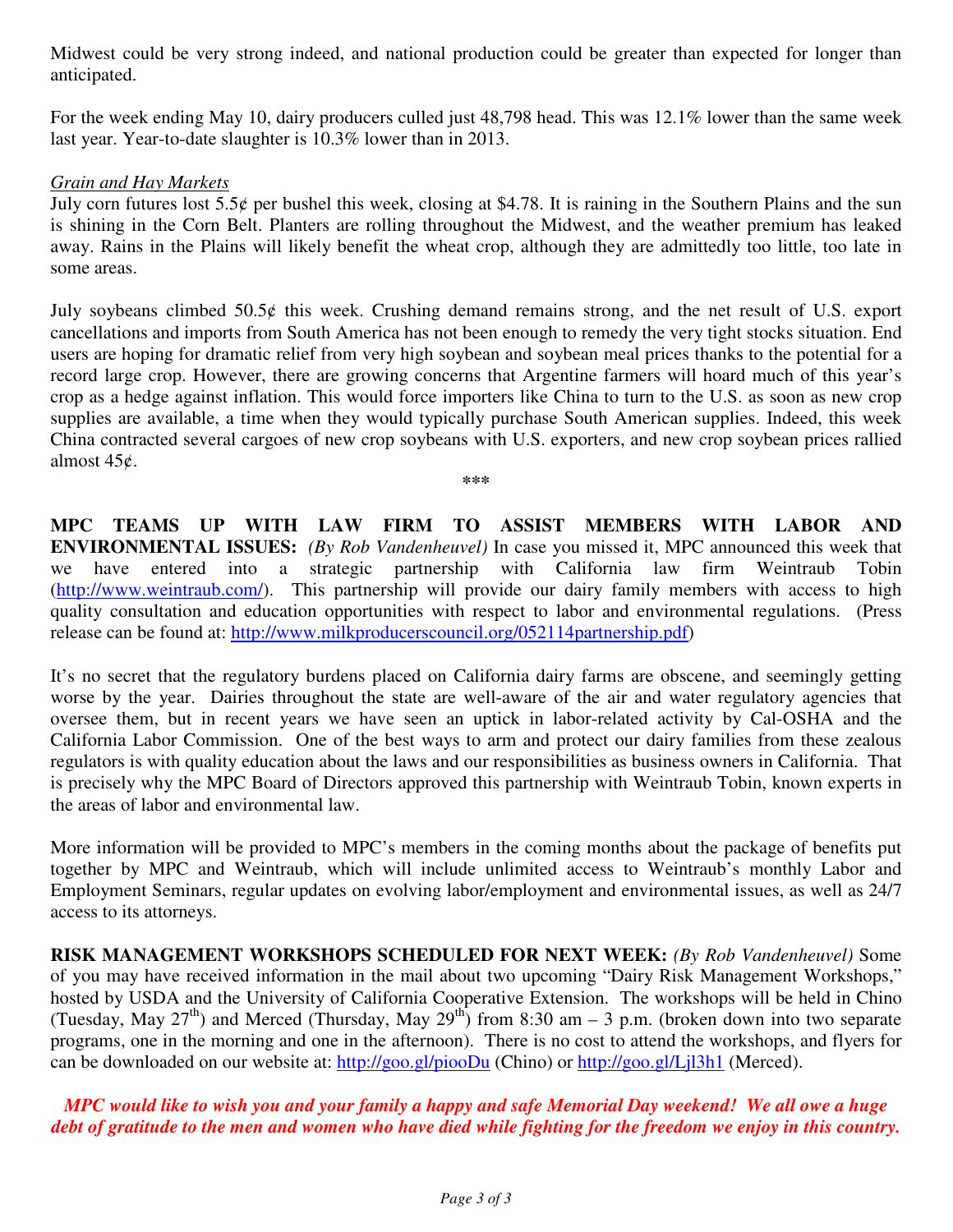Midwest could be very strong indeed, and national production could be greater than expected for longer than anticipated.

For the week ending May 10, dairy producers culled just 48,798 head. This was 12.1% lower than the same week last year. Year-to-date slaughter is 10.3% lower than in 2013.

*Grain and Hay Markets*

July corn futures lost 5.5¢ per bushel this week, closing at $4.78. It is raining in the Southern Plains and the sun is shining in the Corn Belt. Planters are rolling throughout the Midwest, and the weather premium has leaked away. Rains in the Plains will likely benefit the wheat crop, although they are admittedly too little, too late in some areas.

July soybeans climbed 50.5¢ this week. Crushing demand remains strong, and the net result of U.S. export cancellations and imports from South America has not been enough to remedy the very tight stocks situation. End users are hoping for dramatic relief from very high soybean and soybean meal prices thanks to the potential for a record large crop. However, there are growing concerns that Argentine farmers will hoard much of this year's crop as a hedge against inflation. This would force importers like China to turn to the U.S. as soon as new crop supplies are available, a time when they would typically purchase South American supplies. Indeed, this week China contracted several cargoes of new crop soybeans with U.S. exporters, and new crop soybean prices rallied almost 45¢.

***

**MPC TEAMS UP WITH LAW FIRM TO ASSIST MEMBERS WITH LABOR AND ENVIRONMENTAL ISSUES:** *(By Rob Vandenheuvel)* In case you missed it, MPC announced this week that we have entered into a strategic partnership with California law firm Weintraub Tobin (http://www.weintraub.com/). This partnership will provide our dairy family members with access to high quality consultation and education opportunities with respect to labor and environmental regulations. (Press release can be found at: http://www.milkproducerscouncil.org/052114partnership.pdf)

It's no secret that the regulatory burdens placed on California dairy farms are obscene, and seemingly getting worse by the year. Dairies throughout the state are well-aware of the air and water regulatory agencies that oversee them, but in recent years we have seen an uptick in labor-related activity by Cal-OSHA and the California Labor Commission. One of the best ways to arm and protect our dairy families from these zealous regulators is with quality education about the laws and our responsibilities as business owners in California. That is precisely why the MPC Board of Directors approved this partnership with Weintraub Tobin, known experts in the areas of labor and environmental law.

More information will be provided to MPC's members in the coming months about the package of benefits put together by MPC and Weintraub, which will include unlimited access to Weintraub's monthly Labor and Employment Seminars, regular updates on evolving labor/employment and environmental issues, as well as 24/7 access to its attorneys.

**RISK MANAGEMENT WORKSHOPS SCHEDULED FOR NEXT WEEK:** *(By Rob Vandenheuvel)* Some of you may have received information in the mail about two upcoming "Dairy Risk Management Workshops," hosted by USDA and the University of California Cooperative Extension. The workshops will be held in Chino (Tuesday, May 27th) and Merced (Thursday, May 29th) from 8:30 am – 3 p.m. (broken down into two separate programs, one in the morning and one in the afternoon). There is no cost to attend the workshops, and flyers for can be downloaded on our website at: http://goo.gl/piooDu (Chino) or http://goo.gl/Ljl3h1 (Merced).

***MPC would like to wish you and your family a happy and safe Memorial Day weekend! We all owe a huge debt of gratitude to the men and women who have died while fighting for the freedom we enjoy in this country.***